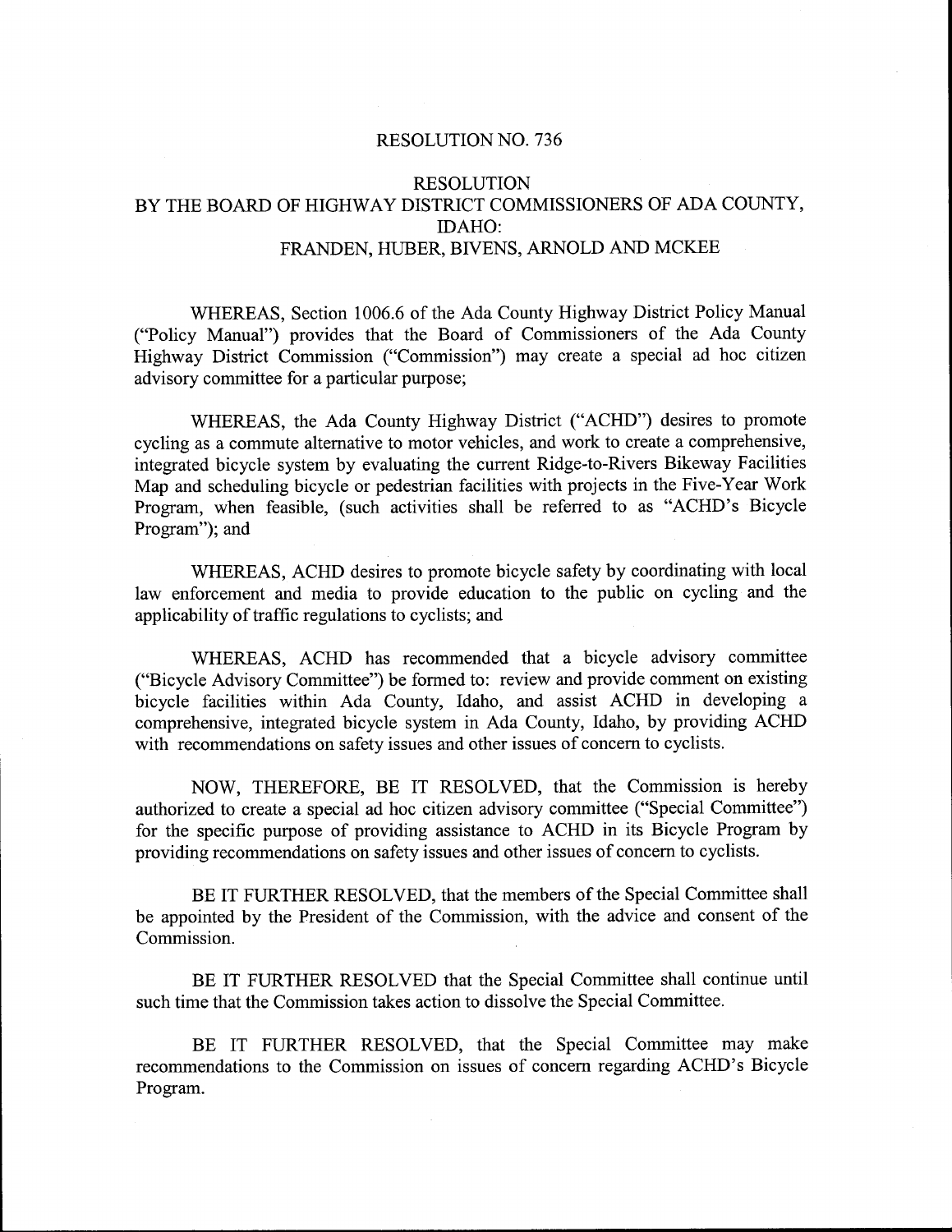# RESOLUTION NO. 736

## RESOLUTION
## BY THE BOARD OF HIGHWAY DISTRICT COMMISSIONERS OF ADA COUNTY, IDAHO:
## FRANDEN, HUBER, BIVENS, ARNOLD AND MCKEE

WHEREAS, Section 1006.6 of the Ada County Highway District Policy Manual ("Policy Manual") provides that the Board of Commissioners of the Ada County Highway District Commission ("Commission") may create a special ad hoc citizen advisory committee for a particular purpose;

WHEREAS, the Ada County Highway District ("ACHD") desires to promote cycling as a commute alternative to motor vehicles, and work to create a comprehensive, integrated bicycle system by evaluating the current Ridge-to-Rivers Bikeway Facilities Map and scheduling bicycle or pedestrian facilities with projects in the Five-Year Work Program, when feasible, (such activities shall be referred to as "ACHD's Bicycle Program"); and

WHEREAS, ACHD desires to promote bicycle safety by coordinating with local law enforcement and media to provide education to the public on cycling and the applicability of traffic regulations to cyclists; and

WHEREAS, ACHD has recommended that a bicycle advisory committee ("Bicycle Advisory Committee") be formed to: review and provide comment on existing bicycle facilities within Ada County, Idaho, and assist ACHD in developing a comprehensive, integrated bicycle system in Ada County, Idaho, by providing ACHD with recommendations on safety issues and other issues of concern to cyclists.

NOW, THEREFORE, BE IT RESOLVED, that the Commission is hereby authorized to create a special ad hoc citizen advisory committee ("Special Committee") for the specific purpose of providing assistance to ACHD in its Bicycle Program by providing recommendations on safety issues and other issues of concern to cyclists.

BE IT FURTHER RESOLVED, that the members of the Special Committee shall be appointed by the President of the Commission, with the advice and consent of the Commission.

BE IT FURTHER RESOLVED that the Special Committee shall continue until such time that the Commission takes action to dissolve the Special Committee.

BE IT FURTHER RESOLVED, that the Special Committee may make recommendations to the Commission on issues of concern regarding ACHD's Bicycle Program.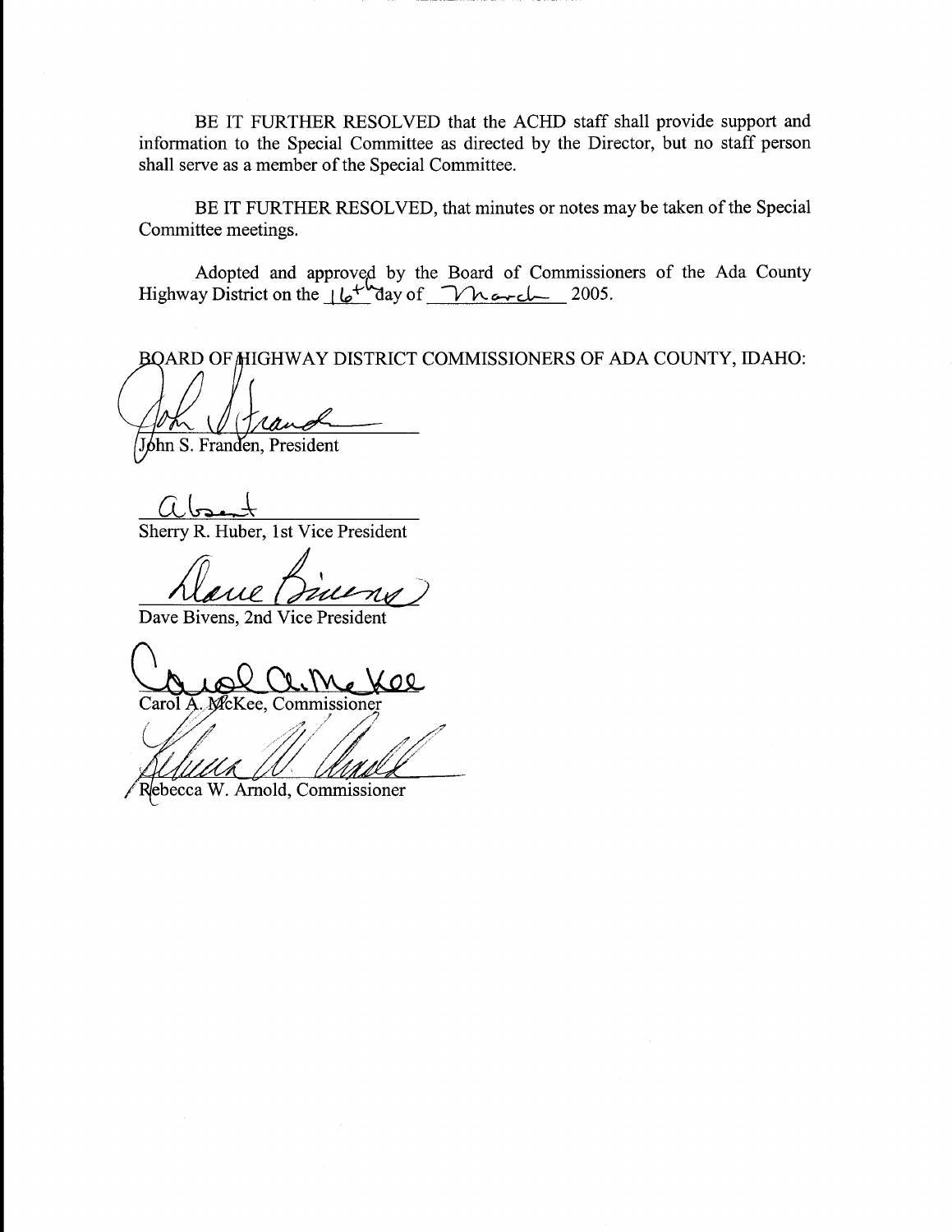BE IT FURTHER RESOLVED that the ACHD staff shall provide support and information to the Special Committee as directed by the Director, but no staff person shall serve as a member of the Special Committee.

BE IT FURTHER RESOLVED, that minutes or notes may be taken of the Special Committee meetings.

Adopted and approved by the Board of Commissioners of the Ada County Highway District on the 16th day of March 2005.

BOARD OF HIGHWAY DISTRICT COMMISSIONERS OF ADA COUNTY, IDAHO:

John S. Franden, President

absent

Sherry R. Huber, 1st Vice President

Dave Bivens, 2nd Vice President

Carol A. McKee, Commissioner

Rebecca W. Arnold, Commissioner